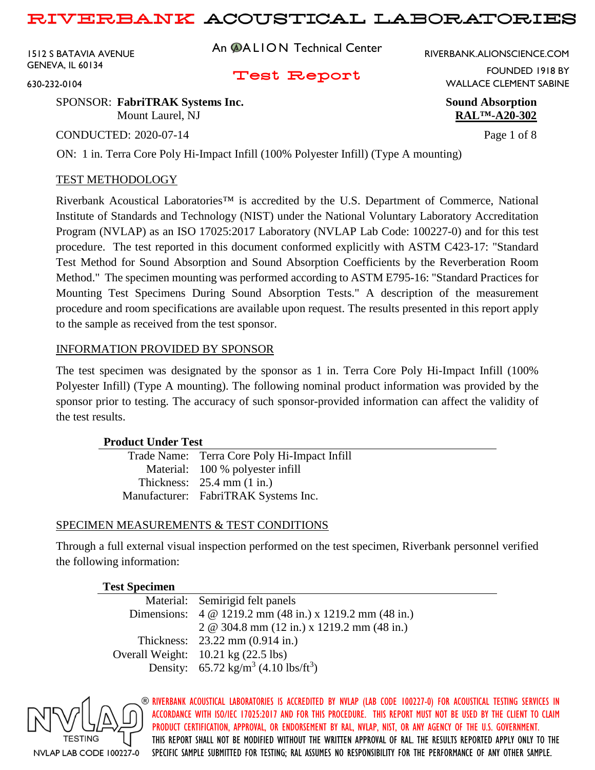# RIVERBANK ACOUSTICAL LABORATORIES

1512 S BATAVIA AVENUE
GENEVA, IL 60134
630-232-0104

An ALION Technical Center

RIVERBANK.ALIONSCIENCE.COM
FOUNDED 1918 BY
WALLACE CLEMENT SABINE

## Test Report

SPONSOR: **FabriTRAK Systems Inc.**
Mount Laurel, NJ

**Sound Absorption**
**RAL™-A20-302**

CONDUCTED: 2020-07-14

ON: 1 in. Terra Core Poly Hi-Impact Infill (100% Polyester Infill) (Type A mounting)

### TEST METHODOLOGY

Riverbank Acoustical Laboratories™ is accredited by the U.S. Department of Commerce, National Institute of Standards and Technology (NIST) under the National Voluntary Laboratory Accreditation Program (NVLAP) as an ISO 17025:2017 Laboratory (NVLAP Lab Code: 100227-0) and for this test procedure. The test reported in this document conformed explicitly with ASTM C423-17: "Standard Test Method for Sound Absorption and Sound Absorption Coefficients by the Reverberation Room Method." The specimen mounting was performed according to ASTM E795-16: "Standard Practices for Mounting Test Specimens During Sound Absorption Tests." A description of the measurement procedure and room specifications are available upon request. The results presented in this report apply to the sample as received from the test sponsor.

### INFORMATION PROVIDED BY SPONSOR

The test specimen was designated by the sponsor as 1 in. Terra Core Poly Hi-Impact Infill (100% Polyester Infill) (Type A mounting). The following nominal product information was provided by the sponsor prior to testing. The accuracy of such sponsor-provided information can affect the validity of the test results.

| **Product Under Test** | |
|---|---|
| Trade Name: | Terra Core Poly Hi-Impact Infill |
| Material: | 100 % polyester infill |
| Thickness: | 25.4 mm (1 in.) |
| Manufacturer: | FabriTRAK Systems Inc. |

### SPECIMEN MEASUREMENTS & TEST CONDITIONS

Through a full external visual inspection performed on the test specimen, Riverbank personnel verified the following information:

| **Test Specimen** | |
|---|---|
| Material: | Semirigid felt panels |
| Dimensions: | 4 @ 1219.2 mm (48 in.) x 1219.2 mm (48 in.) |
| | 2 @ 304.8 mm (12 in.) x 1219.2 mm (48 in.) |
| Thickness: | 23.22 mm (0.914 in.) |
| Overall Weight: | 10.21 kg (22.5 lbs) |
| Density: | 65.72 kg/m$^3$ (4.10 lbs/ft$^3$) |

NVLAP TESTING — NVLAP LAB CODE 100227-0

RIVERBANK ACOUSTICAL LABORATORIES IS ACCREDITED BY NVLAP (LAB CODE 100227-0) FOR ACOUSTICAL TESTING SERVICES IN ACCORDANCE WITH ISO/IEC 17025:2017 AND FOR THIS PROCEDURE. THIS REPORT MUST NOT BE USED BY THE CLIENT TO CLAIM PRODUCT CERTIFICATION, APPROVAL, OR ENDORSEMENT BY RAL, NVLAP, NIST, OR ANY AGENCY OF THE U.S. GOVERNMENT. THIS REPORT SHALL NOT BE MODIFIED WITHOUT THE WRITTEN APPROVAL OF RAL. THE RESULTS REPORTED APPLY ONLY TO THE SPECIFIC SAMPLE SUBMITTED FOR TESTING; RAL ASSUMES NO RESPONSIBILITY FOR THE PERFORMANCE OF ANY OTHER SAMPLE.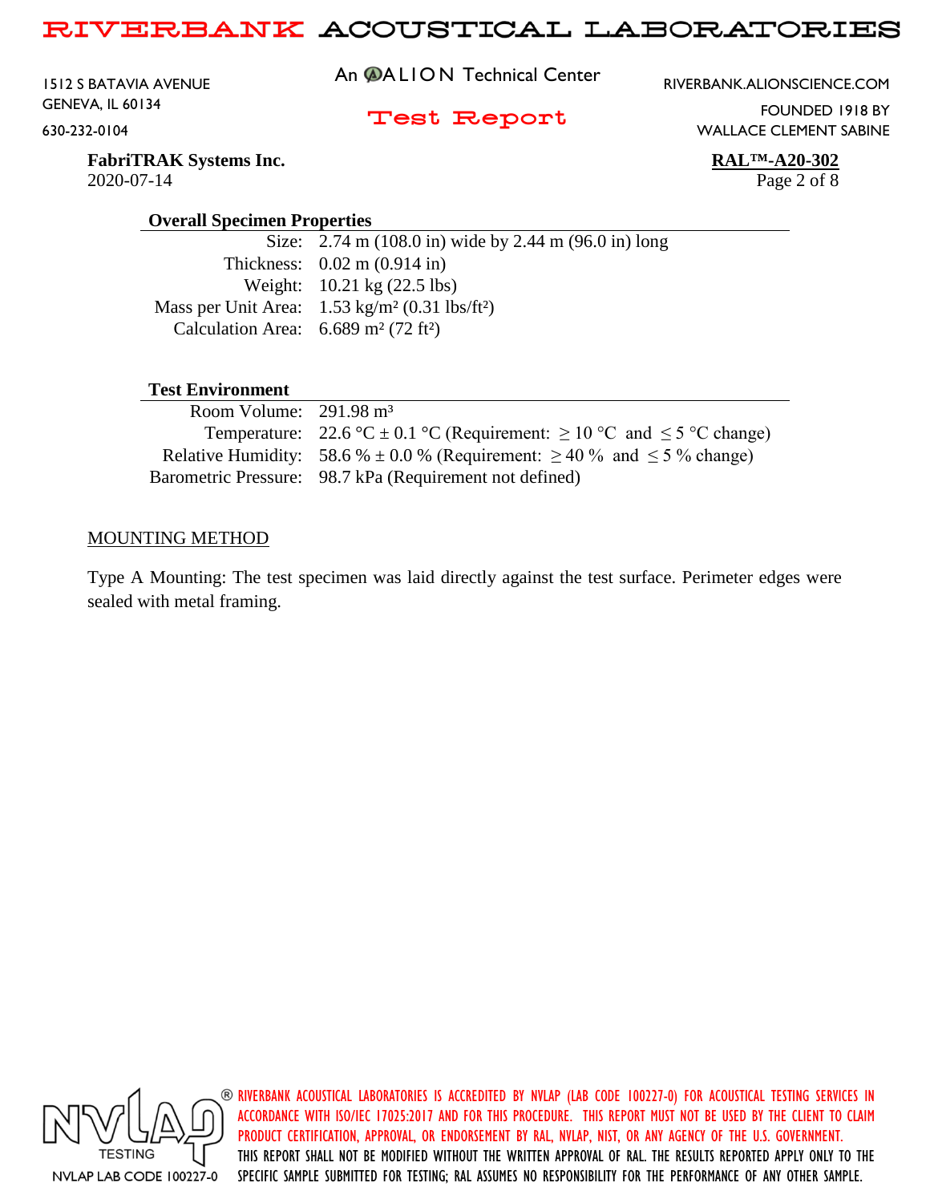## Overall Specimen Properties

| | |
|---|---|
| Size: | 2.74 m (108.0 in) wide by 2.44 m (96.0 in) long |
| Thickness: | 0.02 m (0.914 in) |
| Weight: | 10.21 kg (22.5 lbs) |
| Mass per Unit Area: | 1.53 kg/m² (0.31 lbs/ft²) |
| Calculation Area: | 6.689 m² (72 ft²) |

## Test Environment

| | |
|---|---|
| Room Volume: | 291.98 m³ |
| Temperature: | 22.6 °C ± 0.1 °C (Requirement: ≥ 10 °C and ≤ 5 °C change) |
| Relative Humidity: | 58.6 % ± 0.0 % (Requirement: ≥ 40 % and ≤ 5 % change) |
| Barometric Pressure: | 98.7 kPa (Requirement not defined) |

## MOUNTING METHOD

Type A Mounting: The test specimen was laid directly against the test surface. Perimeter edges were sealed with metal framing.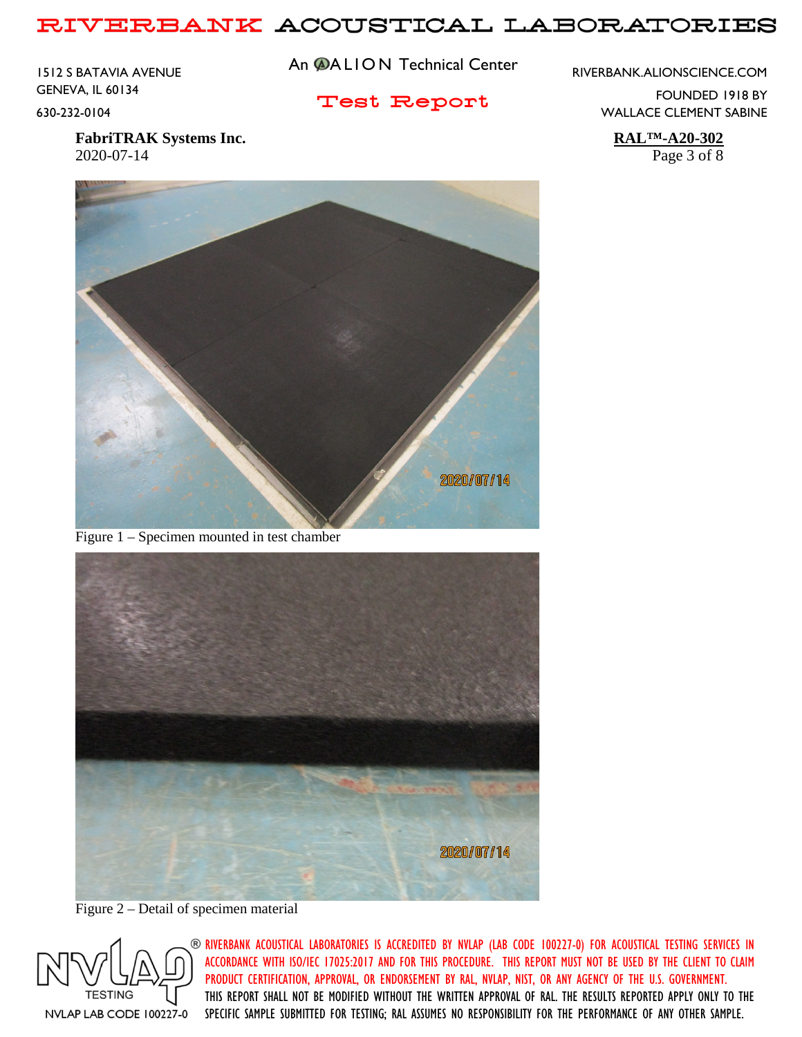Figure 1 – Specimen mounted in test chamber

Figure 2 – Detail of specimen material

RIVERBANK ACOUSTICAL LABORATORIES IS ACCREDITED BY NVLAP (LAB CODE 100227-0) FOR ACOUSTICAL TESTING SERVICES IN ACCORDANCE WITH ISO/IEC 17025:2017 AND FOR THIS PROCEDURE. THIS REPORT MUST NOT BE USED BY THE CLIENT TO CLAIM PRODUCT CERTIFICATION, APPROVAL, OR ENDORSEMENT BY RAL, NVLAP, NIST, OR ANY AGENCY OF THE U.S. GOVERNMENT. THIS REPORT SHALL NOT BE MODIFIED WITHOUT THE WRITTEN APPROVAL OF RAL. THE RESULTS REPORTED APPLY ONLY TO THE SPECIFIC SAMPLE SUBMITTED FOR TESTING; RAL ASSUMES NO RESPONSIBILITY FOR THE PERFORMANCE OF ANY OTHER SAMPLE.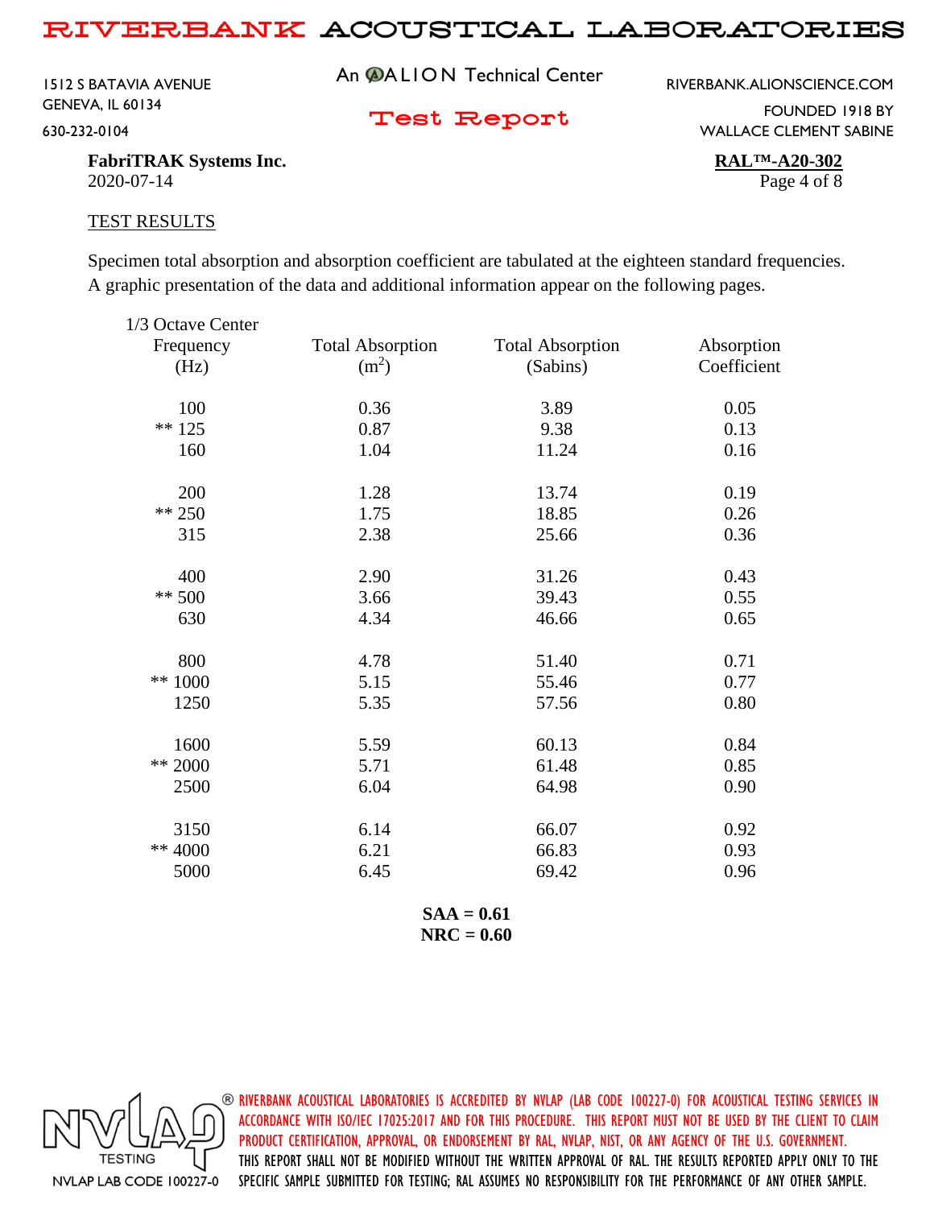**FabriTRAK Systems Inc.**
2020-07-14

**RAL™-A20-302**

## TEST RESULTS

Specimen total absorption and absorption coefficient are tabulated at the eighteen standard frequencies. A graphic presentation of the data and additional information appear on the following pages.

| 1/3 Octave Center Frequency (Hz) | Total Absorption ($m^2$) | Total Absorption (Sabins) | Absorption Coefficient |
|---|---|---|---|
| 100 | 0.36 | 3.89 | 0.05 |
| ** 125 | 0.87 | 9.38 | 0.13 |
| 160 | 1.04 | 11.24 | 0.16 |
| 200 | 1.28 | 13.74 | 0.19 |
| ** 250 | 1.75 | 18.85 | 0.26 |
| 315 | 2.38 | 25.66 | 0.36 |
| 400 | 2.90 | 31.26 | 0.43 |
| ** 500 | 3.66 | 39.43 | 0.55 |
| 630 | 4.34 | 46.66 | 0.65 |
| 800 | 4.78 | 51.40 | 0.71 |
| ** 1000 | 5.15 | 55.46 | 0.77 |
| 1250 | 5.35 | 57.56 | 0.80 |
| 1600 | 5.59 | 60.13 | 0.84 |
| ** 2000 | 5.71 | 61.48 | 0.85 |
| 2500 | 6.04 | 64.98 | 0.90 |
| 3150 | 6.14 | 66.07 | 0.92 |
| ** 4000 | 6.21 | 66.83 | 0.93 |
| 5000 | 6.45 | 69.42 | 0.96 |

**SAA = 0.61**
**NRC = 0.60**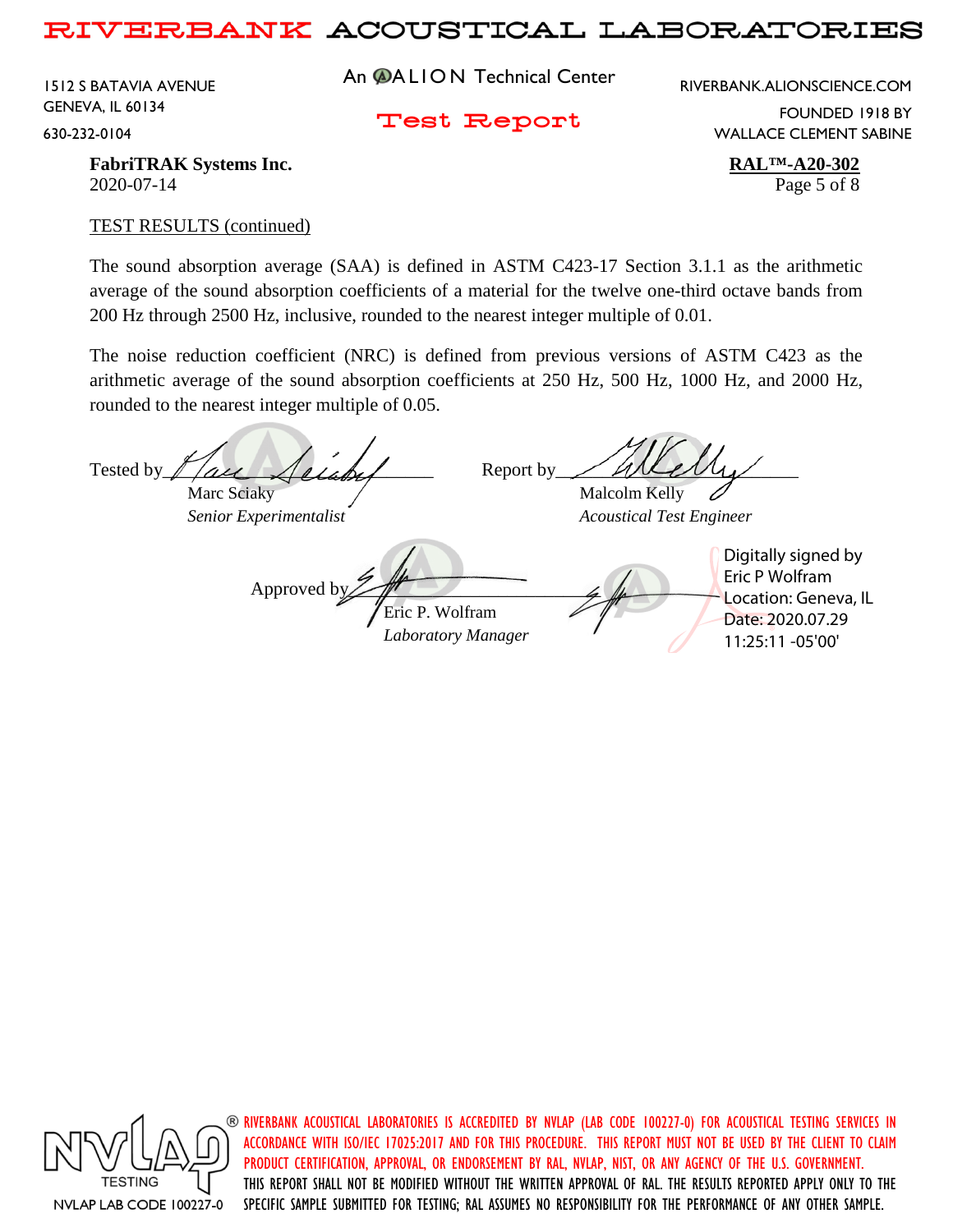FabriTRAK Systems Inc.
2020-07-14

**RAL™-A20-302**

TEST RESULTS (continued)

The sound absorption average (SAA) is defined in ASTM C423-17 Section 3.1.1 as the arithmetic average of the sound absorption coefficients of a material for the twelve one-third octave bands from 200 Hz through 2500 Hz, inclusive, rounded to the nearest integer multiple of 0.01.

The noise reduction coefficient (NRC) is defined from previous versions of ASTM C423 as the arithmetic average of the sound absorption coefficients at 250 Hz, 500 Hz, 1000 Hz, and 2000 Hz, rounded to the nearest integer multiple of 0.05.

Tested by
Marc Sciaky
*Senior Experimentalist*

Report by
Malcolm Kelly
*Acoustical Test Engineer*

Approved by
Eric P. Wolfram
*Laboratory Manager*

Digitally signed by Eric P Wolfram
Location: Geneva, IL
Date: 2020.07.29 11:25:11 -05'00'

RIVERBANK ACOUSTICAL LABORATORIES IS ACCREDITED BY NVLAP (LAB CODE 100227-0) FOR ACOUSTICAL TESTING SERVICES IN ACCORDANCE WITH ISO/IEC 17025:2017 AND FOR THIS PROCEDURE. THIS REPORT MUST NOT BE USED BY THE CLIENT TO CLAIM PRODUCT CERTIFICATION, APPROVAL, OR ENDORSEMENT BY RAL, NVLAP, NIST, OR ANY AGENCY OF THE U.S. GOVERNMENT. THIS REPORT SHALL NOT BE MODIFIED WITHOUT THE WRITTEN APPROVAL OF RAL. THE RESULTS REPORTED APPLY ONLY TO THE SPECIFIC SAMPLE SUBMITTED FOR TESTING; RAL ASSUMES NO RESPONSIBILITY FOR THE PERFORMANCE OF ANY OTHER SAMPLE.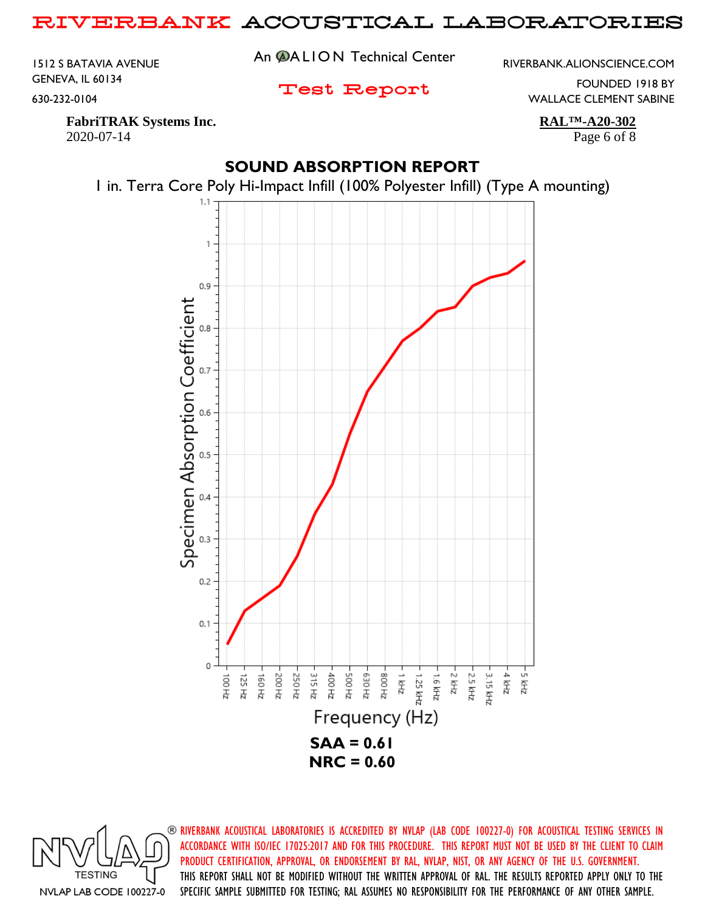FabriTRAK Systems Inc.
2020-07-14

**RAL™-A20-302**

## SOUND ABSORPTION REPORT

1 in. Terra Core Poly Hi-Impact Infill (100% Polyester Infill) (Type A mounting)

**SAA = 0.61**
**NRC = 0.60**

RIVERBANK ACOUSTICAL LABORATORIES IS ACCREDITED BY NVLAP (LAB CODE 100227-0) FOR ACOUSTICAL TESTING SERVICES IN ACCORDANCE WITH ISO/IEC 17025:2017 AND FOR THIS PROCEDURE. THIS REPORT MUST NOT BE USED BY THE CLIENT TO CLAIM PRODUCT CERTIFICATION, APPROVAL, OR ENDORSEMENT BY RAL, NVLAP, NIST, OR ANY AGENCY OF THE U.S. GOVERNMENT. THIS REPORT SHALL NOT BE MODIFIED WITHOUT THE WRITTEN APPROVAL OF RAL. THE RESULTS REPORTED APPLY ONLY TO THE SPECIFIC SAMPLE SUBMITTED FOR TESTING; RAL ASSUMES NO RESPONSIBILITY FOR THE PERFORMANCE OF ANY OTHER SAMPLE.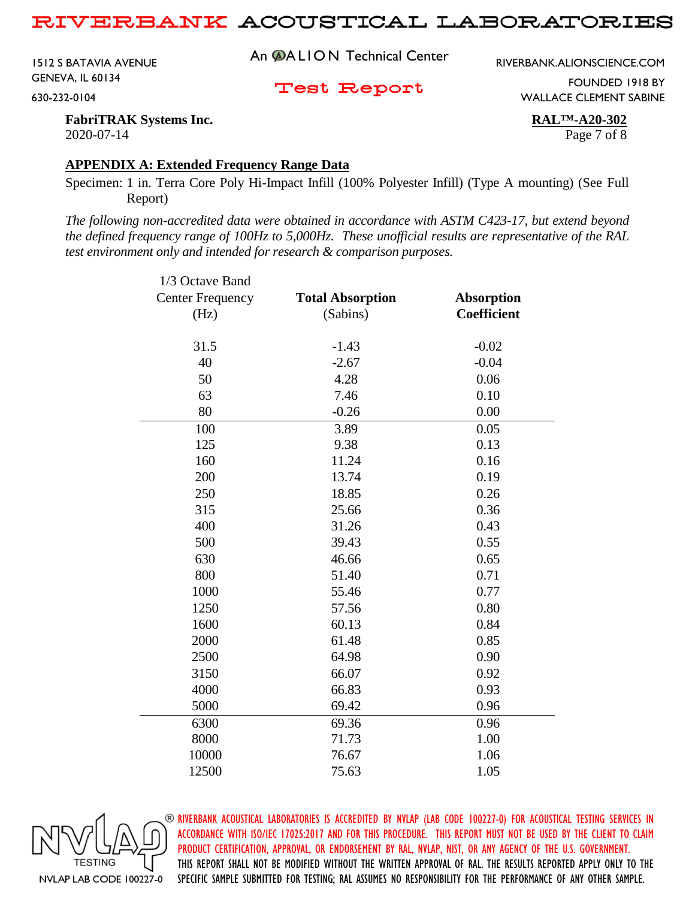**FabriTRAK Systems Inc.**
2020-07-14

**RAL™-A20-302**

## APPENDIX A: Extended Frequency Range Data

Specimen: 1 in. Terra Core Poly Hi-Impact Infill (100% Polyester Infill) (Type A mounting) (See Full Report)

*The following non-accredited data were obtained in accordance with ASTM C423-17, but extend beyond the defined frequency range of 100Hz to 5,000Hz. These unofficial results are representative of the RAL test environment only and intended for research & comparison purposes.*

| 1/3 Octave Band Center Frequency (Hz) | **Total Absorption** (Sabins) | **Absorption Coefficient** |
|---|---|---|
| 31.5 | -1.43 | -0.02 |
| 40 | -2.67 | -0.04 |
| 50 | 4.28 | 0.06 |
| 63 | 7.46 | 0.10 |
| 80 | -0.26 | 0.00 |
| 100 | 3.89 | 0.05 |
| 125 | 9.38 | 0.13 |
| 160 | 11.24 | 0.16 |
| 200 | 13.74 | 0.19 |
| 250 | 18.85 | 0.26 |
| 315 | 25.66 | 0.36 |
| 400 | 31.26 | 0.43 |
| 500 | 39.43 | 0.55 |
| 630 | 46.66 | 0.65 |
| 800 | 51.40 | 0.71 |
| 1000 | 55.46 | 0.77 |
| 1250 | 57.56 | 0.80 |
| 1600 | 60.13 | 0.84 |
| 2000 | 61.48 | 0.85 |
| 2500 | 64.98 | 0.90 |
| 3150 | 66.07 | 0.92 |
| 4000 | 66.83 | 0.93 |
| 5000 | 69.42 | 0.96 |
| 6300 | 69.36 | 0.96 |
| 8000 | 71.73 | 1.00 |
| 10000 | 76.67 | 1.06 |
| 12500 | 75.63 | 1.05 |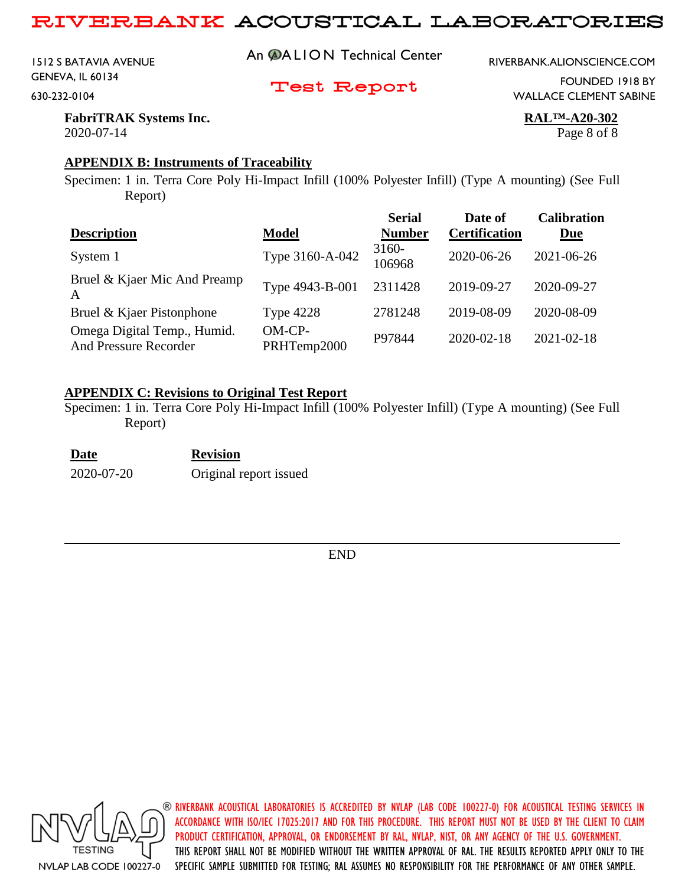FabriTRAK Systems Inc.
2020-07-14

**RAL™-A20-302**

## APPENDIX B: Instruments of Traceability

Specimen: 1 in. Terra Core Poly Hi-Impact Infill (100% Polyester Infill) (Type A mounting) (See Full Report)

| Description | Model | Serial Number | Date of Certification | Calibration Due |
|---|---|---|---|---|
| System 1 | Type 3160-A-042 | 3160-106968 | 2020-06-26 | 2021-06-26 |
| Bruel & Kjaer Mic And Preamp A | Type 4943-B-001 | 2311428 | 2019-09-27 | 2020-09-27 |
| Bruel & Kjaer Pistonphone | Type 4228 | 2781248 | 2019-08-09 | 2020-08-09 |
| Omega Digital Temp., Humid. And Pressure Recorder | OM-CP-PRHTemp2000 | P97844 | 2020-02-18 | 2021-02-18 |

## APPENDIX C: Revisions to Original Test Report

Specimen: 1 in. Terra Core Poly Hi-Impact Infill (100% Polyester Infill) (Type A mounting) (See Full Report)

| Date | Revision |
|---|---|
| 2020-07-20 | Original report issued |

END

NVLAP LAB CODE 100227-0

RIVERBANK ACOUSTICAL LABORATORIES IS ACCREDITED BY NVLAP (LAB CODE 100227-0) FOR ACOUSTICAL TESTING SERVICES IN ACCORDANCE WITH ISO/IEC 17025:2017 AND FOR THIS PROCEDURE. THIS REPORT MUST NOT BE USED BY THE CLIENT TO CLAIM PRODUCT CERTIFICATION, APPROVAL, OR ENDORSEMENT BY RAL, NVLAP, NIST, OR ANY AGENCY OF THE U.S. GOVERNMENT. THIS REPORT SHALL NOT BE MODIFIED WITHOUT THE WRITTEN APPROVAL OF RAL. THE RESULTS REPORTED APPLY ONLY TO THE SPECIFIC SAMPLE SUBMITTED FOR TESTING; RAL ASSUMES NO RESPONSIBILITY FOR THE PERFORMANCE OF ANY OTHER SAMPLE.